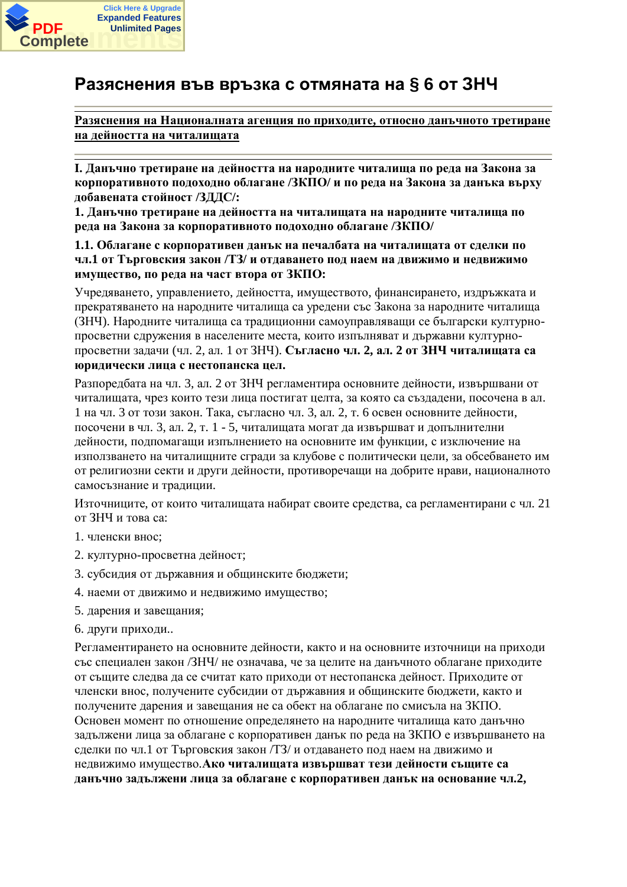# Разяснения във връзка с отмяната на § 6 от ЗНЧ

**Разяснения на Националната агенция по приходите, относно данъчното третиране на дейността на читалищата**

**I. Данъчно третиране на дейността на народните читалища по реда на Закона за корпоративното подоходно облагане /ЗКПО/ и по реда на Закона за данъка върху добавената стойност /ЗДДС/:**

**1. Данъчно третиране на дейността на читалищата на народните читалища по реда на Закона за корпоративното подоходно облагане /ЗКПО/**

**1.1. Облагане с корпоративен данък на печалбата на читалищата от сделки по чл.1 от Търговския закон /ТЗ/ и отдаването под наем на движимо и недвижимо имущество, по реда на част втора от ЗКПО:**

Учредяването, управлението, дейността, имуществото, финансирането, издръжката и прекратяването на народните читалища са уредени със Закона за народните читалища (ЗНЧ). Народните читалища са традиционни самоуправляващи се български културно-просветни сдружения в населените места, които изпълняват и държавни културно-просветни задачи (чл. 2, ал. 1 от ЗНЧ). **Съгласно чл. 2, ал. 2 от ЗНЧ читалищата са юридически лица с нестопанска цел.**

Разпоредбата на чл. 3, ал. 2 от ЗНЧ регламентира основните дейности, извършвани от читалищата, чрез които тези лица постигат целта, за която са създадени, посочена в ал. 1 на чл. 3 от този закон. Така, съгласно чл. 3, ал. 2, т. 6 освен основните дейности, посочени в чл. 3, ал. 2, т. 1 - 5, читалищата могат да извършват и допълнителни дейности, подпомагащи изпълнението на основните им функции, с изключение на използването на читалищните сгради за клубове с политически цели, за обсебването им от религиозни секти и други дейности, противоречащи на добрите нрави, националното самосъзнание и традиции.

Източниците, от които читалищата набират своите средства, са регламентирани с чл. 21 от ЗНЧ и това са:

1. членски внос;
2. културно-просветна дейност;
3. субсидия от държавния и общинските бюджети;
4. наеми от движимо и недвижимо имущество;
5. дарения и завещания;
6. други приходи..

Регламентирането на основните дейности, както и на основните източници на приходи със специален закон /ЗНЧ/ не означава, че за целите на данъчното облагане приходите от същите следва да се считат като приходи от нестопанска дейност. Приходите от членски внос, получените субсидии от държавния и общинските бюджети, както и получените дарения и завещания не са обект на облагане по смисъла на ЗКПО. Основен момент по отношение определянето на народните читалища като данъчно задължени лица за облагане с корпоративен данък по реда на ЗКПО е извършването на сделки по чл.1 от Търговския закон /ТЗ/ и отдаването под наем на движимо и недвижимо имущество.**Ако читалищата извършват тези дейности същите са данъчно задължени лица за облагане с корпоративен данък на основание чл.2,**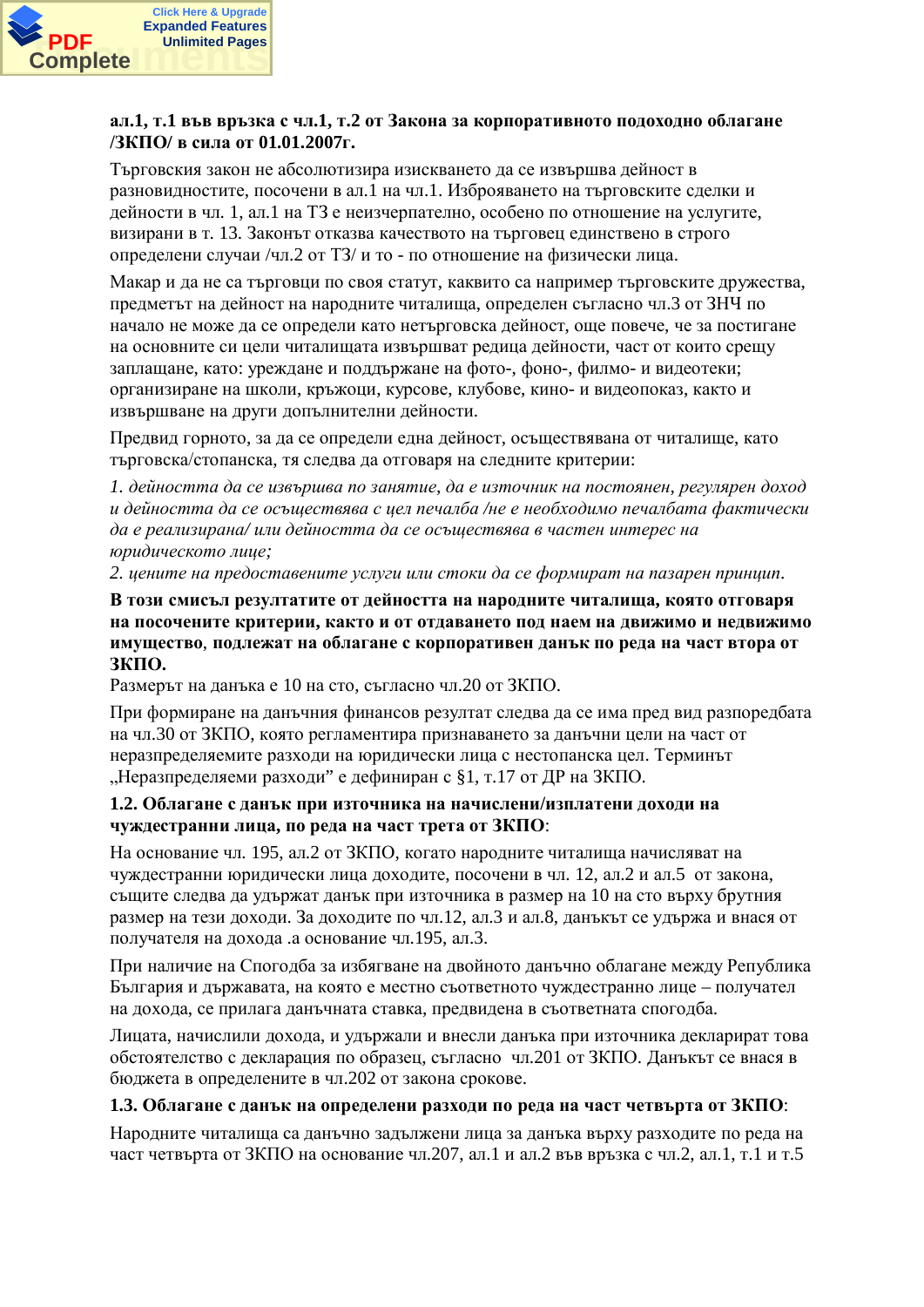**ал.1, т.1 във връзка с чл.1, т.2 от Закона за корпоративното подоходно облагане /ЗКПО/ в сила от 01.01.2007г.**

Търговския закон не абсолютизира изискването да се извършва дейност в разновидностите, посочени в ал.1 на чл.1. Изброяването на търговските сделки и дейности в чл. 1, ал.1 на ТЗ е неизчерпателно, особено по отношение на услугите, визирани в т. 13. Законът отказва качеството на търговец единствено в строго определени случаи /чл.2 от ТЗ/ и то - по отношение на физически лица.

Макар и да не са търговци по своя статут, каквито са например търговските дружества, предметът на дейност на народните читалища, определен съгласно чл.3 от ЗНЧ по начало не може да се определи като нетърговска дейност, още повече, че за постигане на основните си цели читалищата извършват редица дейности, част от които срещу заплащане, като: уреждане и поддържане на фото-, фоно-, филмо- и видеотеки; организиране на школи, кръжоци, курсове, клубове, кино- и видеопоказ, както и извършване на други допълнителни дейности.

Предвид горното, за да се определи една дейност, осъществявана от читалище, като търговска/стопанска, тя следва да отговаря на следните критерии:

*1. дейността да се извършва по занятие, да е източник на постоянен, регулярен доход и дейността да се осъществява с цел печалба /не е необходимо печалбата фактически да е реализирана/ или дейността да се осъществява в частен интерес на юридическото лице;*
*2. цените на предоставените услуги или стоки да се формират на пазарен принцип.*

**В този смисъл резултатите от дейността на народните читалища, която отговаря на посочените критерии, както и от отдаването под наем на движимо и недвижимо имущество, подлежат на облагане с корпоративен данък по реда на част втора от ЗКПО.**
Размерът на данъка е 10 на сто, съгласно чл.20 от ЗКПО.

При формиране на данъчния финансов резултат следва да се има пред вид разпоредбата на чл.30 от ЗКПО, която регламентира признаването за данъчни цели на част от неразпределяемите разходи на юридически лица с нестопанска цел. Терминът „Неразпределяеми разходи" е дефиниран с §1, т.17 от ДР на ЗКПО.

**1.2. Облагане с данък при източника на начислени/изплатени доходи на чуждестранни лица, по реда на част трета от ЗКПО**:

На основание чл. 195, ал.2 от ЗКПО, когато народните читалища начисляват на чуждестранни юридически лица доходите, посочени в чл. 12, ал.2 и ал.5 от закона, същите следва да удържат данък при източника в размер на 10 на сто върху брутния размер на тези доходи. За доходите по чл.12, ал.3 и ал.8, данъкът се удържа и внася от получателя на дохода .а основание чл.195, ал.3.

При наличие на Спогодба за избягване на двойното данъчно облагане между Република България и държавата, на която е местно съответното чуждестранно лице – получател на дохода, се прилага данъчната ставка, предвидена в съответната спогодба.

Лицата, начислили дохода, и удържали и внесли данъка при източника декларират това обстоятелство с декларация по образец, съгласно чл.201 от ЗКПО. Данъкът се внася в бюджета в определените в чл.202 от закона срокове.

**1.3. Облагане с данък на определени разходи по реда на част четвърта от ЗКПО**:

Народните читалища са данъчно задължени лица за данъка върху разходите по реда на част четвърта от ЗКПО на основание чл.207, ал.1 и ал.2 във връзка с чл.2, ал.1, т.1 и т.5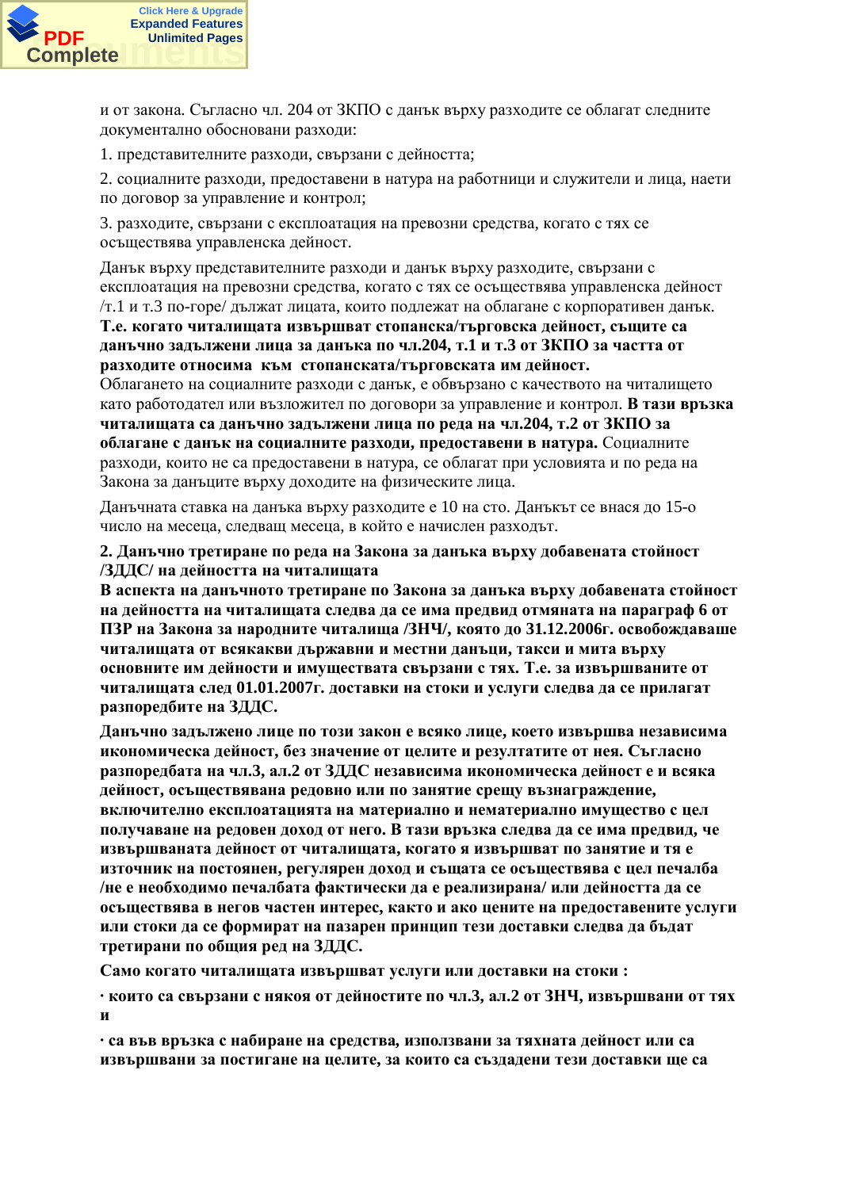и от закона. Съгласно чл. 204 от ЗКПО с данък върху разходите се облагат следните документално обосновани разходи:

1. представителните разходи, свързани с дейността;

2. социалните разходи, предоставени в натура на работници и служители и лица, наети по договор за управление и контрол;

3. разходите, свързани с експлоатация на превозни средства, когато с тях се осъществява управленска дейност.

Данък върху представителните разходи и данък върху разходите, свързани с експлоатация на превозни средства, когато с тях се осъществява управленска дейност /т.1 и т.3 по-горе/ дължат лицата, които подлежат на облагане с корпоративен данък. **Т.е. когато читалищата извършват стопанска/търговска дейност, същите са данъчно задължени лица за данъка по чл.204, т.1 и т.3 от ЗКПО за частта от разходите относима към стопанската/търговската им дейност.**
Облагането на социалните разходи с данък, е обвързано с качеството на читалището като работодател или възложител по договори за управление и контрол. **В тази връзка читалищата са данъчно задължени лица по реда на чл.204, т.2 от ЗКПО за облагане с данък на социалните разходи, предоставени в натура.** Социалните разходи, които не са предоставени в натура, се облагат при условията и по реда на Закона за данъците върху доходите на физическите лица.

Данъчната ставка на данъка върху разходите е 10 на сто. Данъкът се внася до 15-о число на месеца, следващ месеца, в който е начислен разходът.

**2. Данъчно третиране по реда на Закона за данъка върху добавената стойност /ЗДДС/ на дейността на читалищата**

**В аспекта на данъчното третиране по Закона за данъка върху добавената стойност на дейността на читалищата следва да се има предвид отмяната на параграф 6 от ПЗР на Закона за народните читалища /ЗНЧ/, която до 31.12.2006г. освобождаваше читалищата от всякакви държавни и местни данъци, такси и мита върху основните им дейности и имуществата свързани с тях. Т.е. за извършваните от читалищата след 01.01.2007г. доставки на стоки и услуги следва да се прилагат разпоредбите на ЗДДС.**

**Данъчно задължено лице по този закон е всяко лице, което извършва независима икономическа дейност, без значение от целите и резултатите от нея. Съгласно разпоредбата на чл.3, ал.2 от ЗДДС независима икономическа дейност е и всяка дейност, осъществявана редовно или по занятие срещу възнаграждение, включително експлоатацията на материално и нематериално имущество с цел получаване на редовен доход от него. В тази връзка следва да се има предвид, че извършваната дейност от читалищата, когато я извършват по занятие и тя е източник на постоянен, регулярен доход и същата се осъществява с цел печалба /не е необходимо печалбата фактически да е реализирана/ или дейността да се осъществява в негов частен интерес, както и ако цените на предоставените услуги или стоки да се формират на пазарен принцип тези доставки следва да бъдат третирани по общия ред на ЗДДС.**

**Само когато читалищата извършват услуги или доставки на стоки :**

**· които са свързани с някоя от дейностите по чл.3, ал.2 от ЗНЧ, извършвани от тях и**

**· са във връзка с набиране на средства, използвани за тяхната дейност или са извършвани за постигане на целите, за които са създадени тези доставки ще са**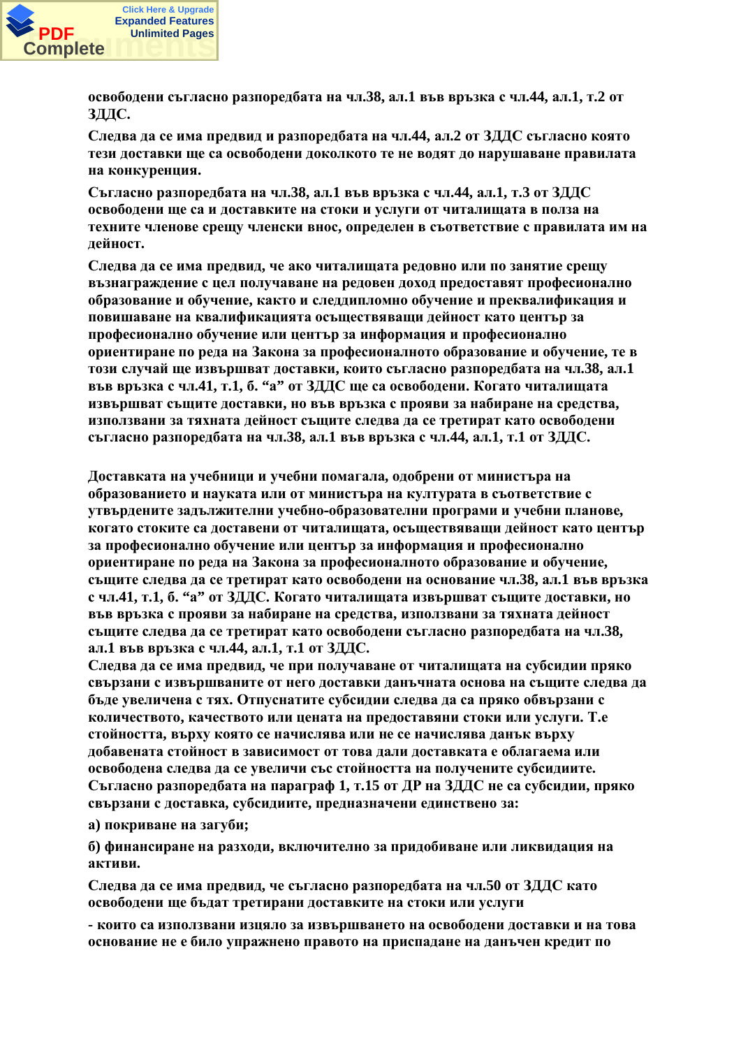**освободени съгласно разпоредбата на чл.38, ал.1 във връзка с чл.44, ал.1, т.2 от ЗДДС.**

**Следва да се има предвид и разпоредбата на чл.44, ал.2 от ЗДДС съгласно която тези доставки ще са освободени доколкото те не водят до нарушаване правилата на конкуренция.**

**Съгласно разпоредбата на чл.38, ал.1 във връзка с чл.44, ал.1, т.3 от ЗДДС освободени ще са и доставките на стоки и услуги от читалищата в полза на техните членове срещу членски внос, определен в съответствие с правилата им на дейност.**

**Следва да се има предвид, че ако читалищата редовно или по занятие срещу възнаграждение с цел получаване на редовен доход предоставят професионално образование и обучение, както и следдипломно обучение и преквалификация и повишаване на квалификацията осъществяващи дейност като център за професионално обучение или център за информация и професионално ориентиране по реда на Закона за професионалното образование и обучение, те в този случай ще извършват доставки, които съгласно разпоредбата на чл.38, ал.1 във връзка с чл.41, т.1, б. "а" от ЗДДС ще са освободени. Когато читалищата извършват същите доставки, но във връзка с прояви за набиране на средства, използвани за тяхната дейност същите следва да се третират като освободени съгласно разпоредбата на чл.38, ал.1 във връзка с чл.44, ал.1, т.1 от ЗДДС.**

**Доставката на учебници и учебни помагала, одобрени от министъра на образованието и науката или от министъра на културата в съответствие с утвърдените задължителни учебно-образователни програми и учебни планове, когато стоките са доставени от читалищата, осъществяващи дейност като център за професионално обучение или център за информация и професионално ориентиране по реда на Закона за професионалното образование и обучение, същите следва да се третират като освободени на основание чл.38, ал.1 във връзка с чл.41, т.1, б. "а" от ЗДДС. Когато читалищата извършват същите доставки, но във връзка с прояви за набиране на средства, използвани за тяхната дейност същите следва да се третират като освободени съгласно разпоредбата на чл.38, ал.1 във връзка с чл.44, ал.1, т.1 от ЗДДС.**

**Следва да се има предвид, че при получаване от читалищата на субсидии пряко свързани с извършваните от него доставки данъчната основа на същите следва да бъде увеличена с тях. Отпуснатите субсидии следва да са пряко обвързани с количеството, качеството или цената на предоставяни стоки или услуги. Т.е стойността, върху която се начислява или не се начислява данък върху добавената стойност в зависимост от това дали доставката е облагаема или освободена следва да се увеличи със стойността на получените субсидиите. Съгласно разпоредбата на параграф 1, т.15 от ДР на ЗДДС не са субсидии, пряко свързани с доставка, субсидиите, предназначени единствено за:**

**а) покриване на загуби;**

**б) финансиране на разходи, включително за придобиване или ликвидация на активи.**

**Следва да се има предвид, че съгласно разпоредбата на чл.50 от ЗДДС като освободени ще бъдат третирани доставките на стоки или услуги**

**- които са използвани изцяло за извършването на освободени доставки и на това основание не е било упражнено правото на приспадане на данъчен кредит по**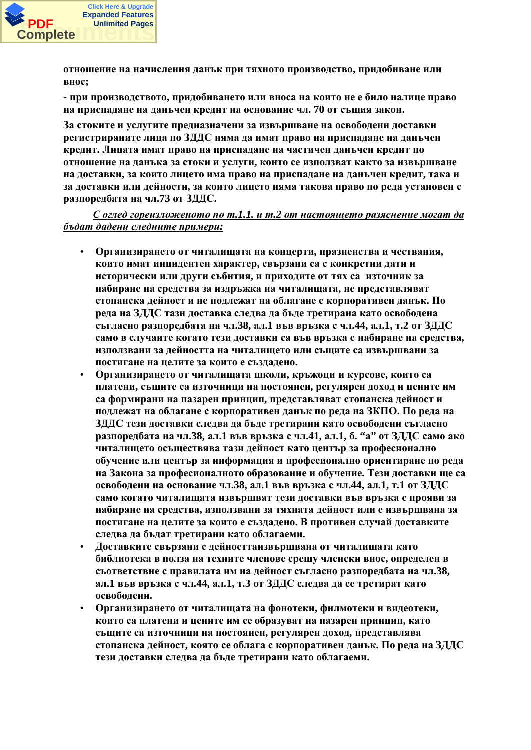**отношение на начисления данък при тяхното производство, придобиване или внос;**

**- при производството, придобиването или вноса на които не е било налице право на приспадане на данъчен кредит на основание чл. 70 от същия закон.**

**За стоките и услугите предназначени за извършване на освободени доставки регистрираните лица по ЗДДС няма да имат право на приспадане на данъчен кредит. Лицата имат право на приспадане на частичен данъчен кредит по отношение на данъка за стоки и услуги, които се използват както за извършване на доставки, за които лицето има право на приспадане на данъчен кредит, така и за доставки или дейности, за които лицето няма такова право по реда установен с разпоредбата на чл.73 от ЗДДС.**

***<u>С оглед гореизложеното по т.1.1. и т.2 от настоящето разяснение могат да бъдат дадени следните примери:</u>***

- **Организирането от читалищата на концерти, празненства и чествания, които имат инцидентен характер, свързани са с конкретни дати и исторически или други събития, и приходите от тях са източник за набиране на средства за издръжка на читалищата, не представляват стопанска дейност и не подлежат на облагане с корпоративен данък. По реда на ЗДДС тази доставка следва да бъде третирана като освободена съгласно разпоредбата на чл.38, ал.1 във връзка с чл.44, ал.1, т.2 от ЗДДС само в случаите когато тези доставки са във връзка с набиране на средства, използвани за дейността на читалището или същите са извършвани за постигане на целите за които е създадено.**
- **Организирането от читалищата школи, кръжоци и курсове, които са платени, същите са източници на постоянен, регулярен доход и цените им са формирани на пазарен принцип, представляват стопанска дейност и подлежат на облагане с корпоративен данък по реда на ЗКПО. По реда на ЗДДС тези доставки следва да бъде третирани като освободени съгласно разпоредбата на чл.38, ал.1 във връзка с чл.41, ал.1, б. "а" от ЗДДС само ако читалището осъществява тази дейност като център за професионално обучение или център за информация и професионално ориентиране по реда на Закона за професионалното образование и обучение. Тези доставки ще са освободени на основание чл.38, ал.1 във връзка с чл.44, ал.1, т.1 от ЗДДС само когато читалищата извършват тези доставки във връзка с прояви за набиране на средства, използвани за тяхната дейност или е извършвана за постигане на целите за които е създадено. В противен случай доставките следва да бъдат третирани като облагаеми.**
- **Доставките свързани с дейносттаизвършвана от читалищата като библиотека в полза на техните членове срещу членски внос, определен в съответствие с правилата им на дейност съгласно разпоредбата на чл.38, ал.1 във връзка с чл.44, ал.1, т.3 от ЗДДС следва да се третират като освободени.**
- **Организирането от читалищата на фонотеки, филмотеки и видеотеки, които са платени и цените им се образуват на пазарен принцип, като същите са източници на постоянен, регулярен доход, представлява стопанска дейност, която се облага с корпоративен данък. По реда на ЗДДС тези доставки следва да бъде третирани като облагаеми.**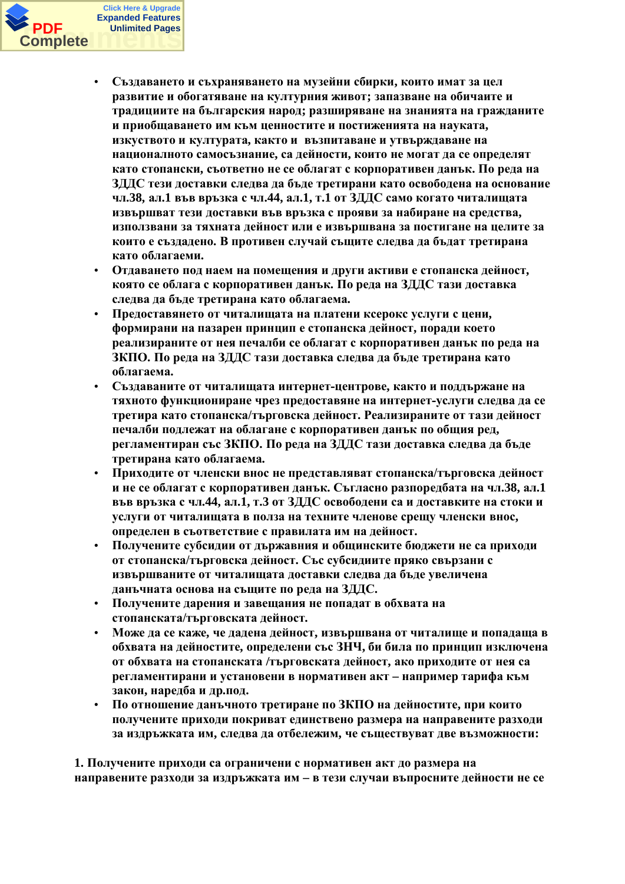- **Създаването и съхраняването на музейни сбирки, които имат за цел развитие и обогатяване на културния живот; запазване на обичаите и традициите на българския народ; разширяване на знанията на гражданите и приобщаването им към ценностите и постиженията на науката, изкуството и културата, както и възпитаване и утвърждаване на националното самосъзнание, са дейности, които не могат да се определят като стопански, съответно не се облагат с корпоративен данък. По реда на ЗДДС тези доставки следва да бъде третирани като освободена на основание чл.38, ал.1 във връзка с чл.44, ал.1, т.1 от ЗДДС само когато читалищата извършват тези доставки във връзка с прояви за набиране на средства, използвани за тяхната дейност или е извършвана за постигане на целите за които е създадено. В противен случай същите следва да бъдат третирана като облагаеми.**
- **Отдаването под наем на помещения и други активи е стопанска дейност, която се облага с корпоративен данък. По реда на ЗДДС тази доставка следва да бъде третирана като облагаема.**
- **Предоставянето от читалищата на платени ксерокс услуги с цени, формирани на пазарен принцип е стопанска дейност, поради което реализираните от нея печалби се облагат с корпоративен данък по реда на ЗКПО. По реда на ЗДДС тази доставка следва да бъде третирана като облагаема.**
- **Създаваните от читалищата интернет-центрове, както и поддържане на тяхното функциониране чрез предоставяне на интернет-услуги следва да се третира като стопанска/търговска дейност. Реализираните от тази дейност печалби подлежат на облагане с корпоративен данък по общия ред, регламентиран със ЗКПО. По реда на ЗДДС тази доставка следва да бъде третирана като облагаема.**
- **Приходите от членски внос не представляват стопанска/търговска дейност и не се облагат с корпоративен данък. Съгласно разпоредбата на чл.38, ал.1 във връзка с чл.44, ал.1, т.3 от ЗДДС освободени са и доставките на стоки и услуги от читалищата в полза на техните членове срещу членски внос, определен в съответствие с правилата им на дейност.**
- **Получените субсидии от държавния и общинските бюджети не са приходи от стопанска/търговска дейност. Със субсидиите пряко свързани с извършваните от читалищата доставки следва да бъде увеличена данъчната основа на същите по реда на ЗДДС.**
- **Получените дарения и завещания не попадат в обхвата на стопанската/търговската дейност.**
- **Може да се каже, че дадена дейност, извършвана от читалище и попадаща в обхвата на дейностите, определени със ЗНЧ, би била по принцип изключена от обхвата на стопанската /търговската дейност, ако приходите от нея са регламентирани и установени в нормативен акт – например тарифа към закон, наредба и др.под.**
- **По отношение данъчното третиране по ЗКПО на дейностите, при които получените приходи покриват единствено размера на направените разходи за издръжката им, следва да отбележим, че съществуват две възможности:**

**1. Получените приходи са ограничени с нормативен акт до размера на направените разходи за издръжката им – в тези случаи въпросните дейности не се**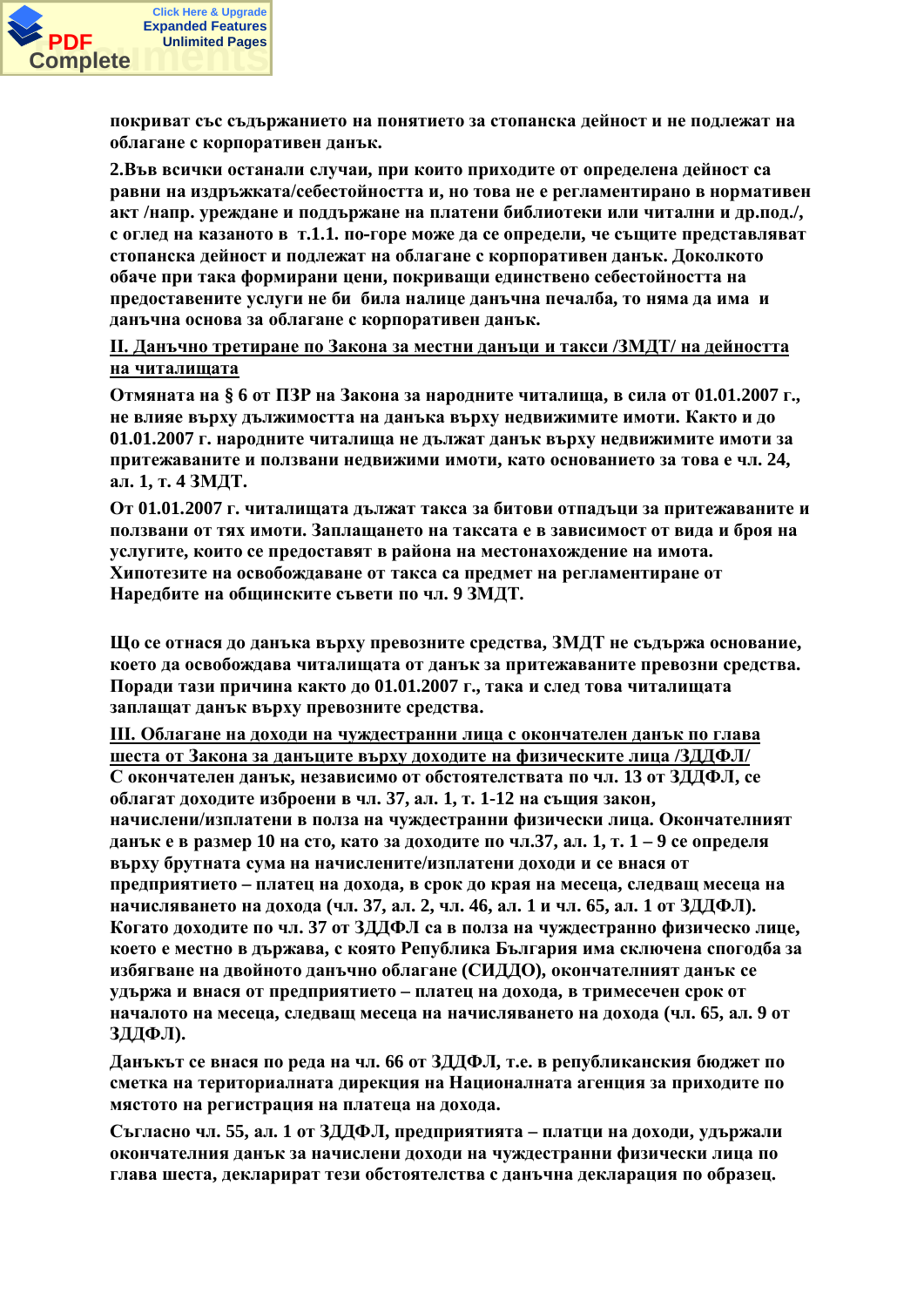**покриват със съдържанието на понятието за стопанска дейност и не подлежат на облагане с корпоративен данък.**

**2.Във всички останали случаи, при които приходите от определена дейност са равни на издръжката/себестойността и, но това не е регламентирано в нормативен акт /напр. уреждане и поддържане на платени библиотеки или читални и др.под./, с оглед на казаното в т.1.1. по-горе може да се определи, че същите представляват стопанска дейност и подлежат на облагане с корпоративен данък. Доколкото обаче при така формирани цени, покриващи единствено себестойността на предоставените услуги не би била налице данъчна печалба, то няма да има и данъчна основа за облагане с корпоративен данък.**

## II. Данъчно третиране по Закона за местни данъци и такси /ЗМДТ/ на дейността на читалищата

**Отмяната на § 6 от ПЗР на Закона за народните читалища, в сила от 01.01.2007 г., не влияе върху дължимостта на данъка върху недвижимите имоти. Както и до 01.01.2007 г. народните читалища не дължат данък върху недвижимите имоти за притежаваните и ползвани недвижими имоти, като основанието за това е чл. 24, ал. 1, т. 4 ЗМДТ.**

**От 01.01.2007 г. читалищата дължат такса за битови отпадъци за притежаваните и ползвани от тях имоти. Заплащането на таксата е в зависимост от вида и броя на услугите, които се предоставят в района на местонахождение на имота. Хипотезите на освобождаване от такса са предмет на регламентиране от Наредбите на общинските съвети по чл. 9 ЗМДТ.**

**Що се отнася до данъка върху превозните средства, ЗМДТ не съдържа основание, което да освобождава читалищата от данък за притежаваните превозни средства. Поради тази причина както до 01.01.2007 г., така и след това читалищата заплащат данък върху превозните средства.**

## III. Облагане на доходи на чуждестранни лица с окончателен данък по глава шеста от Закона за данъците върху доходите на физическите лица /ЗДДФЛ/

**С окончателен данък, независимо от обстоятелствата по чл. 13 от ЗДДФЛ, се облагат доходите изброени в чл. 37, ал. 1, т. 1-12 на същия закон, начислени/изплатени в полза на чуждестранни физически лица. Окончателният данък е в размер 10 на сто, като за доходите по чл.37, ал. 1, т. 1 – 9 се определя върху брутната сума на начислените/изплатени доходи и се внася от предприятието – платец на дохода, в срок до края на месеца, следващ месеца на начисляването на дохода (чл. 37, ал. 2, чл. 46, ал. 1 и чл. 65, ал. 1 от ЗДДФЛ). Когато доходите по чл. 37 от ЗДДФЛ са в полза на чуждестранно физическо лице, което е местно в държава, с която Република България има сключена спогодба за избягване на двойното данъчно облагане (СИДДО), окончателният данък се удържа и внася от предприятието – платец на дохода, в тримесечен срок от началото на месеца, следващ месеца на начисляването на дохода (чл. 65, ал. 9 от ЗДДФЛ).**

**Данъкът се внася по реда на чл. 66 от ЗДДФЛ, т.е. в републиканския бюджет по сметка на териториалната дирекция на Националната агенция за приходите по мястото на регистрация на платеца на дохода.**

**Съгласно чл. 55, ал. 1 от ЗДДФЛ, предприятията – платци на доходи, удържали окончателния данък за начислени доходи на чуждестранни физически лица по глава шеста, декларират тези обстоятелства с данъчна декларация по образец.**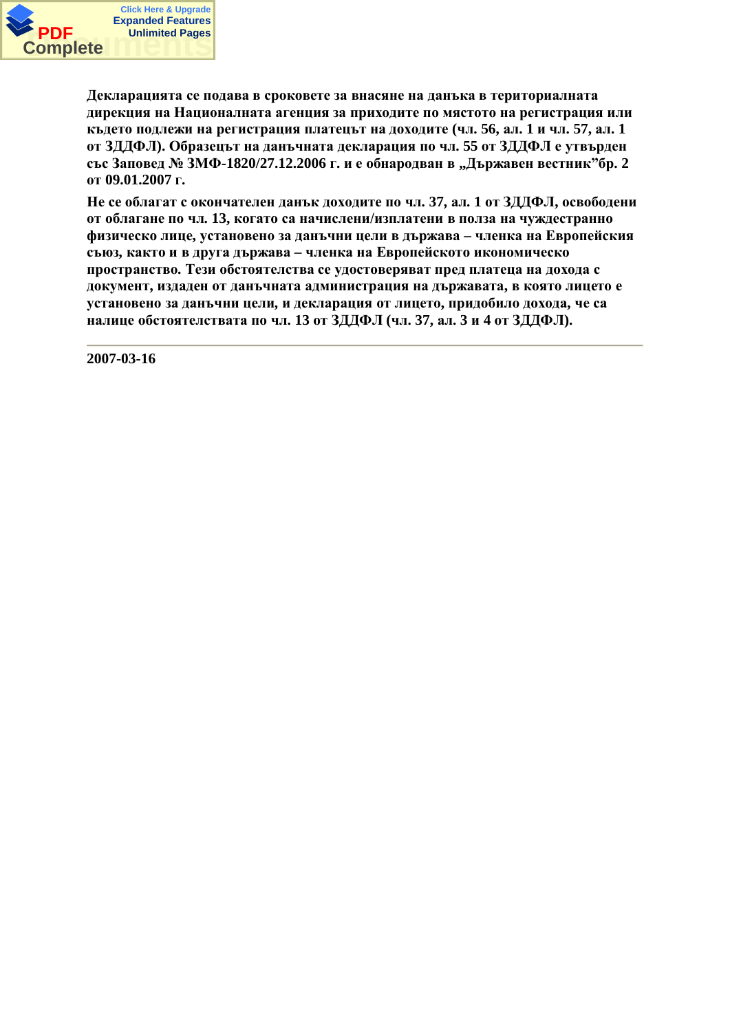**Декларацията се подава в сроковете за внасяне на данъка в териториалната дирекция на Националната агенция за приходите по мястото на регистрация или където подлежи на регистрация платецът на доходите (чл. 56, ал. 1 и чл. 57, ал. 1 от ЗДДФЛ). Образецът на данъчната декларация по чл. 55 от ЗДДФЛ е утвърден със Заповед № ЗМФ-1820/27.12.2006 г. и е обнародван в „Държавен вестник"бр. 2 от 09.01.2007 г.**

**Не се облагат с окончателен данък доходите по чл. 37, ал. 1 от ЗДДФЛ, освободени от облагане по чл. 13, когато са начислени/изплатени в полза на чуждестранно физическо лице, установено за данъчни цели в държава – членка на Европейския съюз, както и в друга държава – членка на Европейското икономическо пространство. Тези обстоятелства се удостоверяват пред платеца на дохода с документ, издаден от данъчната администрация на държавата, в която лицето е установено за данъчни цели, и декларация от лицето, придобило дохода, че са налице обстоятелствата по чл. 13 от ЗДДФЛ (чл. 37, ал. 3 и 4 от ЗДДФЛ).**

---

**2007-03-16**